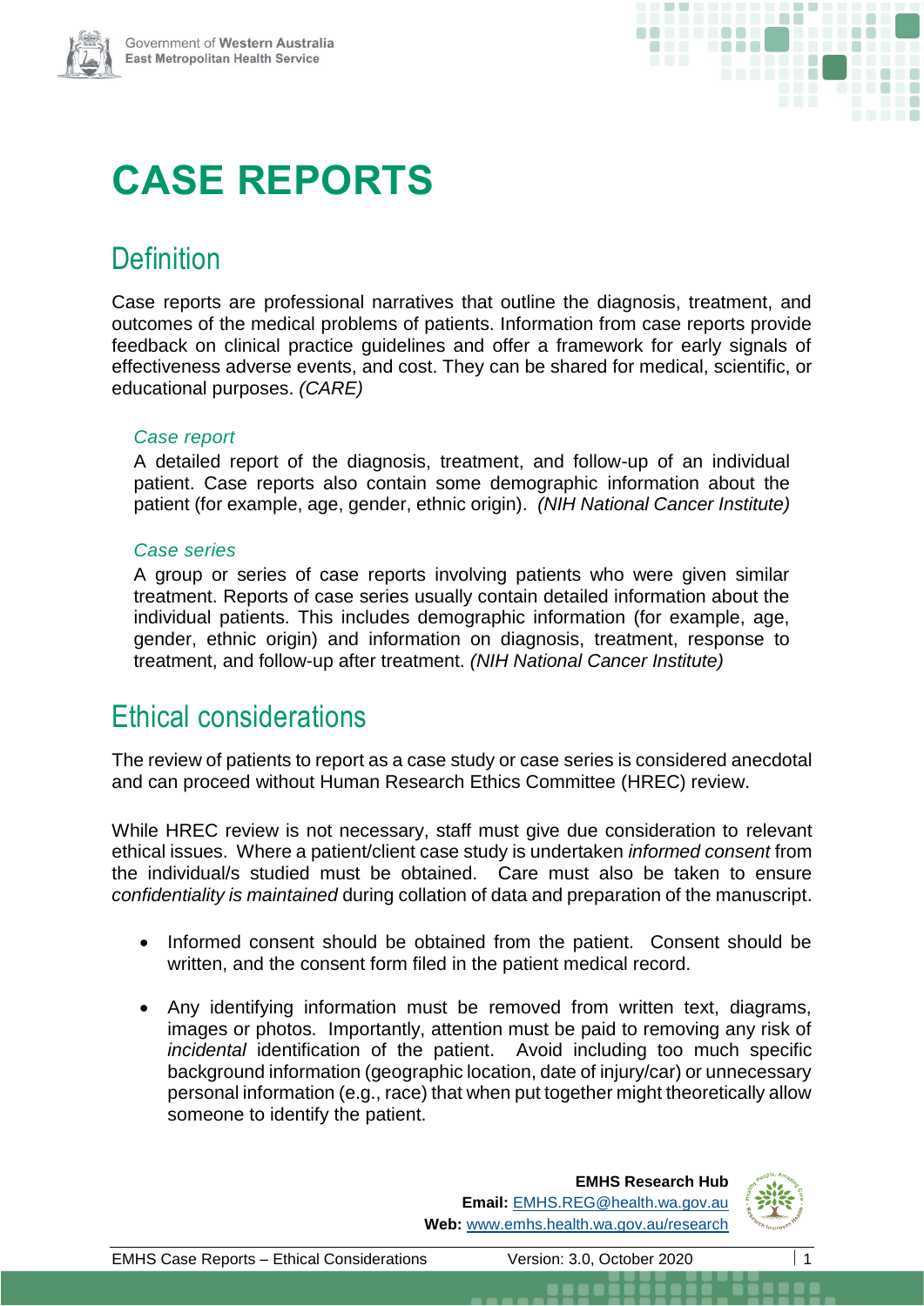# CASE REPORTS

## Definition

Case reports are professional narratives that outline the diagnosis, treatment, and outcomes of the medical problems of patients. Information from case reports provide feedback on clinical practice guidelines and offer a framework for early signals of effectiveness adverse events, and cost. They can be shared for medical, scientific, or educational purposes. *(CARE)*

### *Case report*

A detailed report of the diagnosis, treatment, and follow-up of an individual patient. Case reports also contain some demographic information about the patient (for example, age, gender, ethnic origin). *(NIH National Cancer Institute)*

### *Case series*

A group or series of case reports involving patients who were given similar treatment. Reports of case series usually contain detailed information about the individual patients. This includes demographic information (for example, age, gender, ethnic origin) and information on diagnosis, treatment, response to treatment, and follow-up after treatment. *(NIH National Cancer Institute)*

## Ethical considerations

The review of patients to report as a case study or case series is considered anecdotal and can proceed without Human Research Ethics Committee (HREC) review.

While HREC review is not necessary, staff must give due consideration to relevant ethical issues. Where a patient/client case study is undertaken *informed consent* from the individual/s studied must be obtained. Care must also be taken to ensure *confidentiality is maintained* during collation of data and preparation of the manuscript.

- Informed consent should be obtained from the patient. Consent should be written, and the consent form filed in the patient medical record.
- Any identifying information must be removed from written text, diagrams, images or photos. Importantly, attention must be paid to removing any risk of *incidental* identification of the patient. Avoid including too much specific background information (geographic location, date of injury/car) or unnecessary personal information (e.g., race) that when put together might theoretically allow someone to identify the patient.

**EMHS Research Hub**
**Email:** EMHS.REG@health.wa.gov.au
**Web:** www.emhs.health.wa.gov.au/research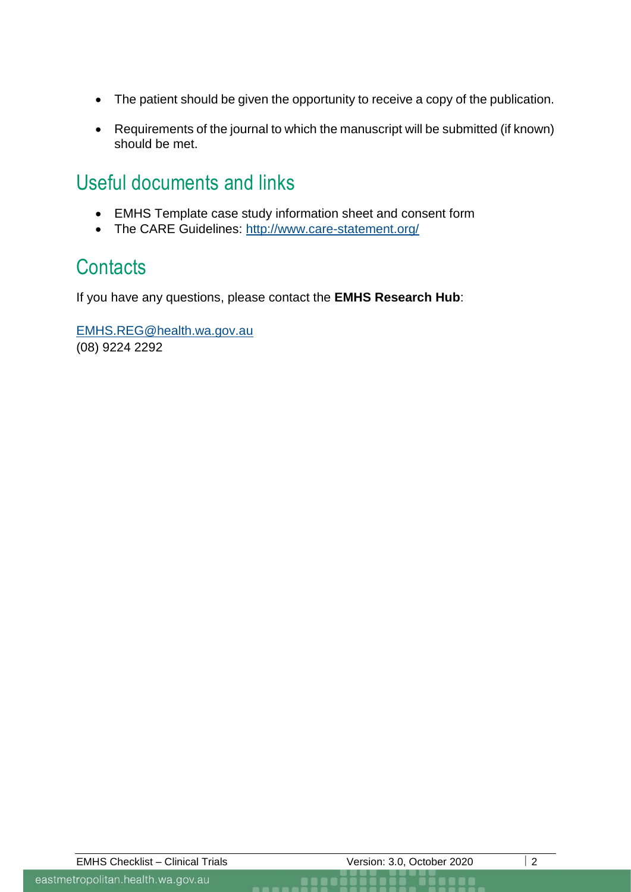- The patient should be given the opportunity to receive a copy of the publication.
- Requirements of the journal to which the manuscript will be submitted (if known) should be met.

## Useful documents and links

- EMHS Template case study information sheet and consent form
- The CARE Guidelines: http://www.care-statement.org/

## Contacts

If you have any questions, please contact the **EMHS Research Hub**:

EMHS.REG@health.wa.gov.au
(08) 9224 2292